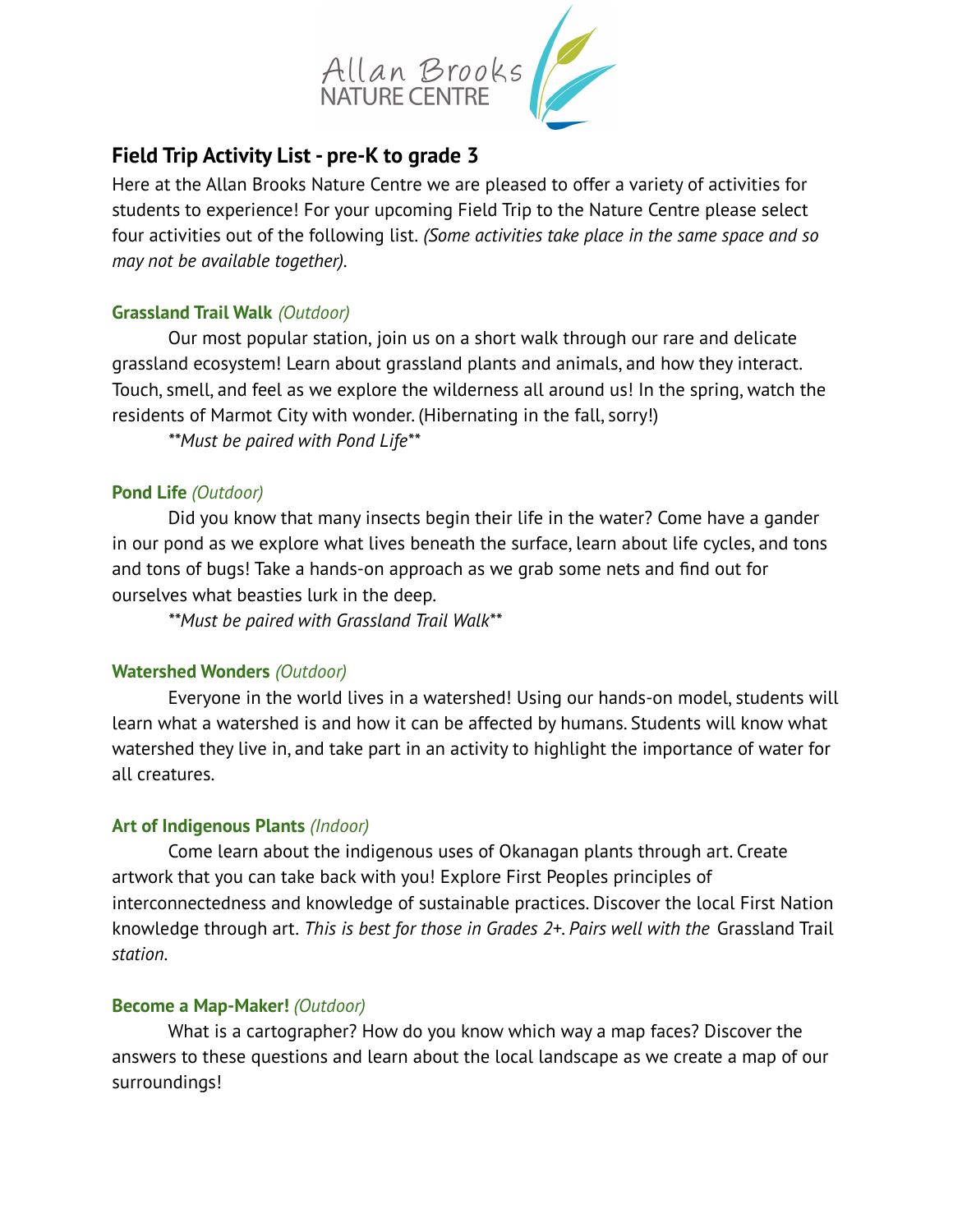Allan Brooks
NATURE CENTRE

## Field Trip Activity List - pre-K to grade 3

Here at the Allan Brooks Nature Centre we are pleased to offer a variety of activities for students to experience! For your upcoming Field Trip to the Nature Centre please select four activities out of the following list. *(Some activities take place in the same space and so may not be available together).*

### Grassland Trail Walk *(Outdoor)*

Our most popular station, join us on a short walk through our rare and delicate grassland ecosystem! Learn about grassland plants and animals, and how they interact. Touch, smell, and feel as we explore the wilderness all around us! In the spring, watch the residents of Marmot City with wonder. (Hibernating in the fall, sorry!)

*\*\*Must be paired with Pond Life\*\**

### Pond Life *(Outdoor)*

Did you know that many insects begin their life in the water? Come have a gander in our pond as we explore what lives beneath the surface, learn about life cycles, and tons and tons of bugs! Take a hands-on approach as we grab some nets and find out for ourselves what beasties lurk in the deep.

*\*\*Must be paired with Grassland Trail Walk\*\**

### Watershed Wonders *(Outdoor)*

Everyone in the world lives in a watershed! Using our hands-on model, students will learn what a watershed is and how it can be affected by humans. Students will know what watershed they live in, and take part in an activity to highlight the importance of water for all creatures.

### Art of Indigenous Plants *(Indoor)*

Come learn about the indigenous uses of Okanagan plants through art. Create artwork that you can take back with you! Explore First Peoples principles of interconnectedness and knowledge of sustainable practices. Discover the local First Nation knowledge through art. *This is best for those in Grades 2+. Pairs well with the* Grassland Trail *station.*

### Become a Map-Maker! *(Outdoor)*

What is a cartographer? How do you know which way a map faces? Discover the answers to these questions and learn about the local landscape as we create a map of our surroundings!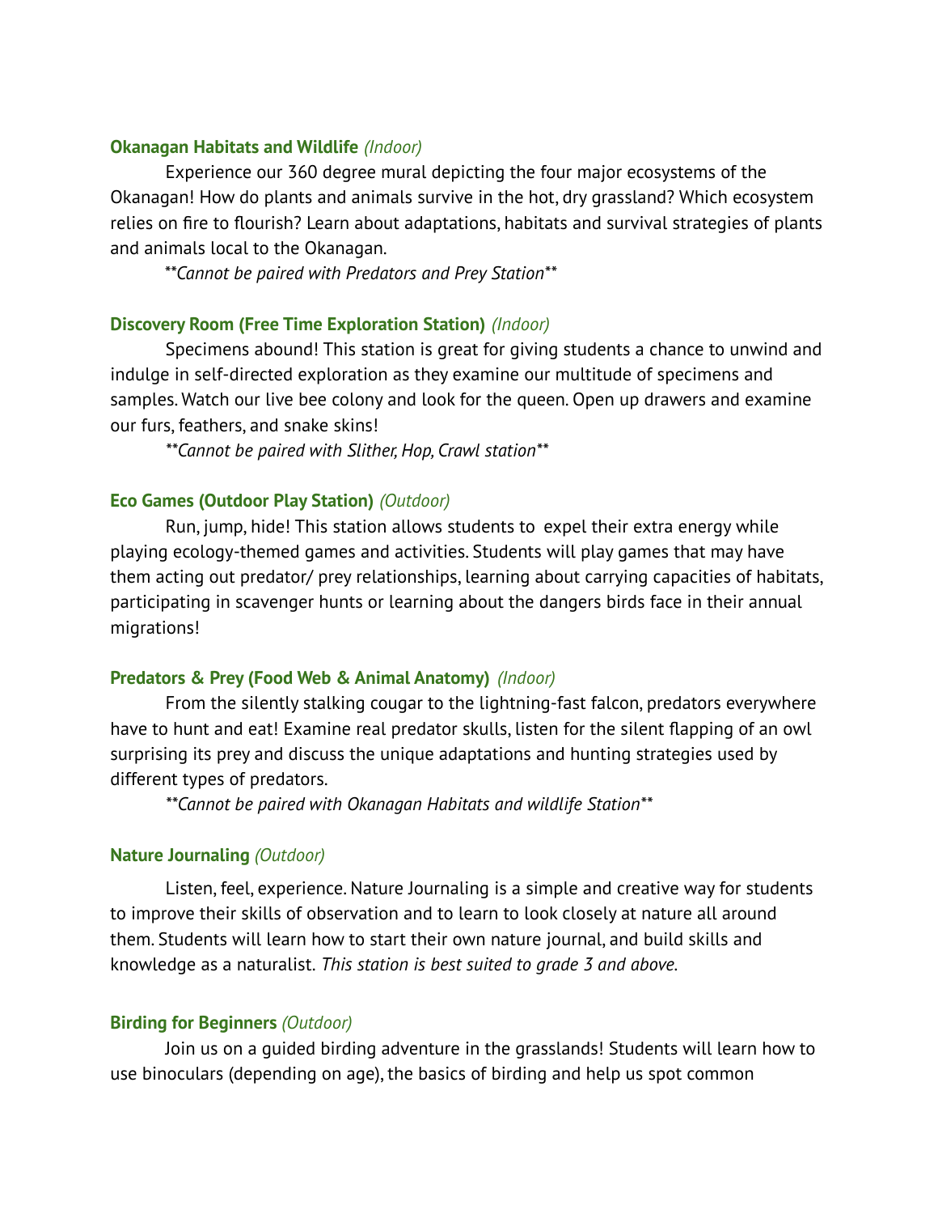**Okanagan Habitats and Wildlife** *(Indoor)*

Experience our 360 degree mural depicting the four major ecosystems of the Okanagan! How do plants and animals survive in the hot, dry grassland? Which ecosystem relies on fire to flourish? Learn about adaptations, habitats and survival strategies of plants and animals local to the Okanagan.

*\*\*Cannot be paired with Predators and Prey Station\*\**

**Discovery Room (Free Time Exploration Station)** *(Indoor)*

Specimens abound! This station is great for giving students a chance to unwind and indulge in self-directed exploration as they examine our multitude of specimens and samples. Watch our live bee colony and look for the queen. Open up drawers and examine our furs, feathers, and snake skins!

*\*\*Cannot be paired with Slither, Hop, Crawl station\*\**

**Eco Games (Outdoor Play Station)** *(Outdoor)*

Run, jump, hide! This station allows students to expel their extra energy while playing ecology-themed games and activities. Students will play games that may have them acting out predator/ prey relationships, learning about carrying capacities of habitats, participating in scavenger hunts or learning about the dangers birds face in their annual migrations!

**Predators & Prey (Food Web & Animal Anatomy)** *(Indoor)*

From the silently stalking cougar to the lightning-fast falcon, predators everywhere have to hunt and eat! Examine real predator skulls, listen for the silent flapping of an owl surprising its prey and discuss the unique adaptations and hunting strategies used by different types of predators.

*\*\*Cannot be paired with Okanagan Habitats and wildlife Station\*\**

**Nature Journaling** *(Outdoor)*

Listen, feel, experience. Nature Journaling is a simple and creative way for students to improve their skills of observation and to learn to look closely at nature all around them. Students will learn how to start their own nature journal, and build skills and knowledge as a naturalist. *This station is best suited to grade 3 and above.*

**Birding for Beginners** *(Outdoor)*

Join us on a guided birding adventure in the grasslands! Students will learn how to use binoculars (depending on age), the basics of birding and help us spot common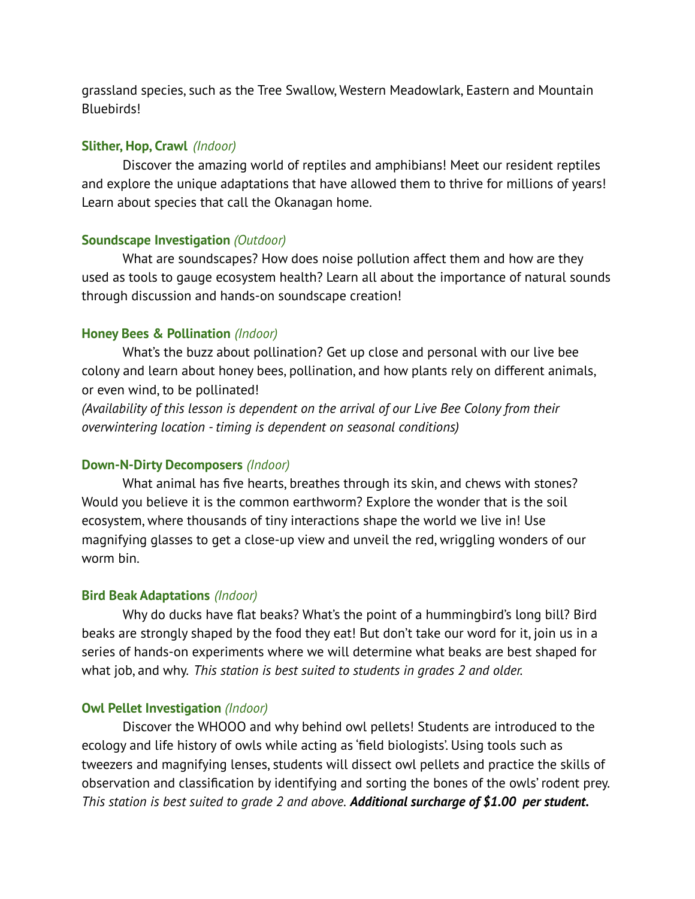grassland species, such as the Tree Swallow, Western Meadowlark, Eastern and Mountain Bluebirds!

**Slither, Hop, Crawl** *(Indoor)*

Discover the amazing world of reptiles and amphibians! Meet our resident reptiles and explore the unique adaptations that have allowed them to thrive for millions of years! Learn about species that call the Okanagan home.

**Soundscape Investigation** *(Outdoor)*

What are soundscapes? How does noise pollution affect them and how are they used as tools to gauge ecosystem health? Learn all about the importance of natural sounds through discussion and hands-on soundscape creation!

**Honey Bees & Pollination** *(Indoor)*

What's the buzz about pollination? Get up close and personal with our live bee colony and learn about honey bees, pollination, and how plants rely on different animals, or even wind, to be pollinated!
*(Availability of this lesson is dependent on the arrival of our Live Bee Colony from their overwintering location - timing is dependent on seasonal conditions)*

**Down-N-Dirty Decomposers** *(Indoor)*

What animal has five hearts, breathes through its skin, and chews with stones? Would you believe it is the common earthworm? Explore the wonder that is the soil ecosystem, where thousands of tiny interactions shape the world we live in! Use magnifying glasses to get a close-up view and unveil the red, wriggling wonders of our worm bin.

**Bird Beak Adaptations** *(Indoor)*

Why do ducks have flat beaks? What's the point of a hummingbird's long bill? Bird beaks are strongly shaped by the food they eat! But don't take our word for it, join us in a series of hands-on experiments where we will determine what beaks are best shaped for what job, and why. *This station is best suited to students in grades 2 and older.*

**Owl Pellet Investigation** *(Indoor)*

Discover the WHOOO and why behind owl pellets! Students are introduced to the ecology and life history of owls while acting as 'field biologists'. Using tools such as tweezers and magnifying lenses, students will dissect owl pellets and practice the skills of observation and classification by identifying and sorting the bones of the owls' rodent prey. *This station is best suited to grade 2 and above.* ***Additional surcharge of $1.00 per student.***